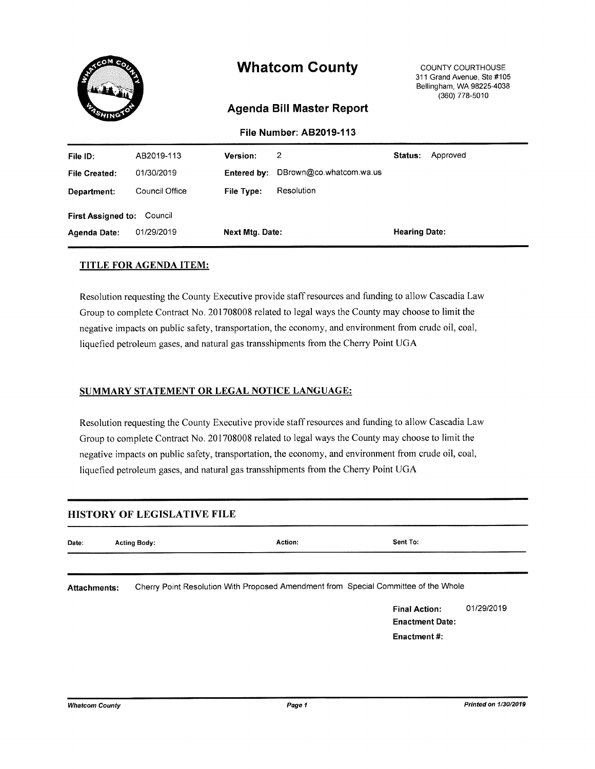# Whatcom County

COUNTY COURTHOUSE
311 Grand Avenue, Ste #105
Bellingham, WA 98225-4038
(360) 778-5010

## Agenda Bill Master Report

### File Number: AB2019-113

| | | | | | |
|---|---|---|---|---|---|
| **File ID:** | AB2019-113 | **Version:** | 2 | **Status:** | Approved |
| **File Created:** | 01/30/2019 | **Entered by:** | DBrown@co.whatcom.wa.us | | |
| **Department:** | Council Office | **File Type:** | Resolution | | |
| **First Assigned to:** | Council | | | | |
| **Agenda Date:** | 01/29/2019 | **Next Mtg. Date:** | | **Hearing Date:** | |

**TITLE FOR AGENDA ITEM:**

Resolution requesting the County Executive provide staff resources and funding to allow Cascadia Law Group to complete Contract No. 201708008 related to legal ways the County may choose to limit the negative impacts on public safety, transportation, the economy, and environment from crude oil, coal, liquefied petroleum gases, and natural gas transshipments from the Cherry Point UGA

**SUMMARY STATEMENT OR LEGAL NOTICE LANGUAGE:**

Resolution requesting the County Executive provide staff resources and funding to allow Cascadia Law Group to complete Contract No. 201708008 related to legal ways the County may choose to limit the negative impacts on public safety, transportation, the economy, and environment from crude oil, coal, liquefied petroleum gases, and natural gas transshipments from the Cherry Point UGA

## HISTORY OF LEGISLATIVE FILE

| Date: | Acting Body: | Action: | Sent To: |
|---|---|---|---|

**Attachments:** Cherry Point Resolution With Proposed Amendment from Special Committee of the Whole

**Final Action:** 01/29/2019
**Enactment Date:**
**Enactment #:**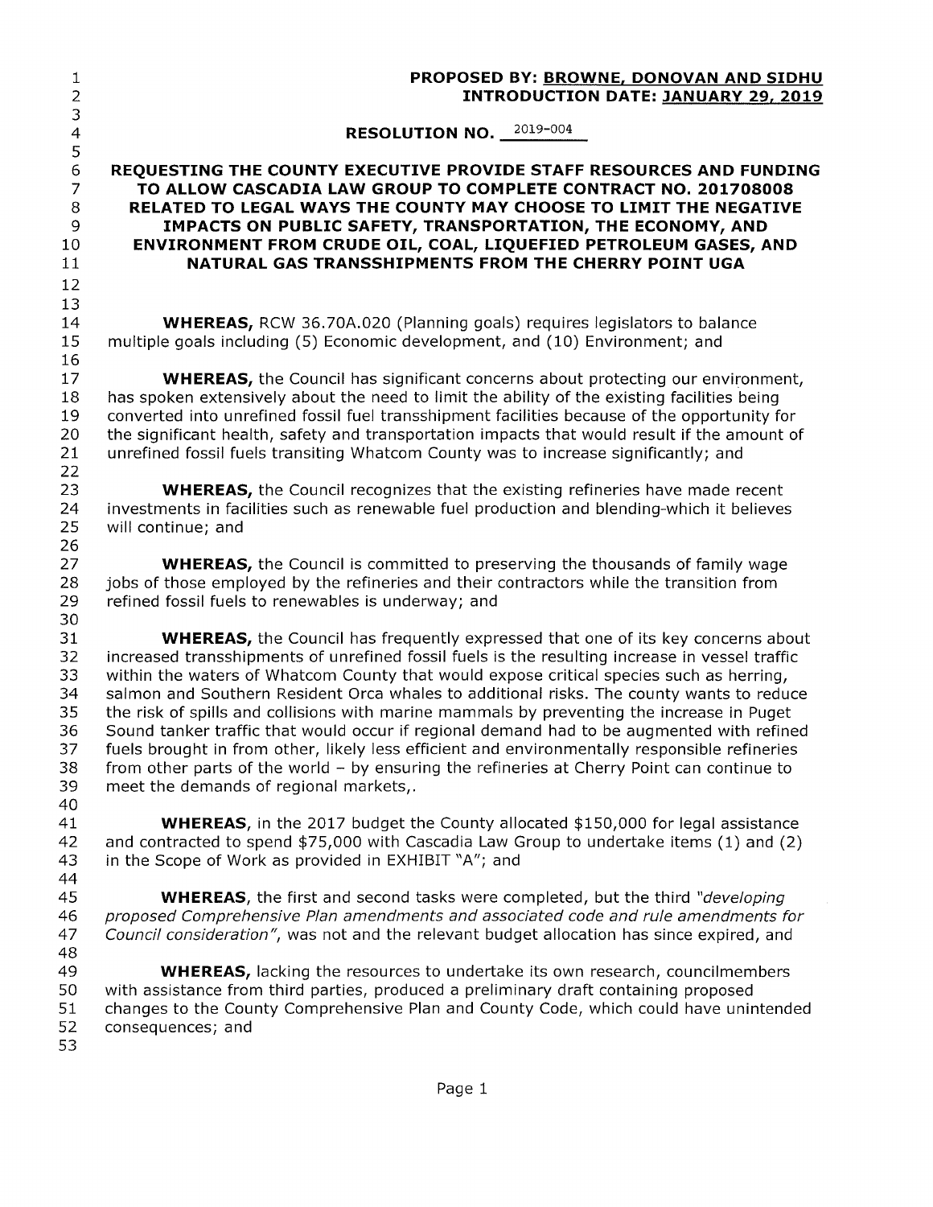**PROPOSED BY: BROWNE, DONOVAN AND SIDHU**
**INTRODUCTION DATE: JANUARY 29, 2019**

**RESOLUTION NO. 2019-004**

# REQUESTING THE COUNTY EXECUTIVE PROVIDE STAFF RESOURCES AND FUNDING TO ALLOW CASCADIA LAW GROUP TO COMPLETE CONTRACT NO. 201708008 RELATED TO LEGAL WAYS THE COUNTY MAY CHOOSE TO LIMIT THE NEGATIVE IMPACTS ON PUBLIC SAFETY, TRANSPORTATION, THE ECONOMY, AND ENVIRONMENT FROM CRUDE OIL, COAL, LIQUEFIED PETROLEUM GASES, AND NATURAL GAS TRANSSHIPMENTS FROM THE CHERRY POINT UGA

**WHEREAS,** RCW 36.70A.020 (Planning goals) requires legislators to balance multiple goals including (5) Economic development, and (10) Environment; and

**WHEREAS,** the Council has significant concerns about protecting our environment, has spoken extensively about the need to limit the ability of the existing facilities being converted into unrefined fossil fuel transshipment facilities because of the opportunity for the significant health, safety and transportation impacts that would result if the amount of unrefined fossil fuels transiting Whatcom County was to increase significantly; and

**WHEREAS,** the Council recognizes that the existing refineries have made recent investments in facilities such as renewable fuel production and blending-which it believes will continue; and

**WHEREAS,** the Council is committed to preserving the thousands of family wage jobs of those employed by the refineries and their contractors while the transition from refined fossil fuels to renewables is underway; and

**WHEREAS,** the Council has frequently expressed that one of its key concerns about increased transshipments of unrefined fossil fuels is the resulting increase in vessel traffic within the waters of Whatcom County that would expose critical species such as herring, salmon and Southern Resident Orca whales to additional risks. The county wants to reduce the risk of spills and collisions with marine mammals by preventing the increase in Puget Sound tanker traffic that would occur if regional demand had to be augmented with refined fuels brought in from other, likely less efficient and environmentally responsible refineries from other parts of the world – by ensuring the refineries at Cherry Point can continue to meet the demands of regional markets,.

**WHEREAS**, in the 2017 budget the County allocated $150,000 for legal assistance and contracted to spend $75,000 with Cascadia Law Group to undertake items (1) and (2) in the Scope of Work as provided in EXHIBIT "A"; and

**WHEREAS**, the first and second tasks were completed, but the third *"developing proposed Comprehensive Plan amendments and associated code and rule amendments for Council consideration"*, was not and the relevant budget allocation has since expired, and

**WHEREAS,** lacking the resources to undertake its own research, councilmembers with assistance from third parties, produced a preliminary draft containing proposed changes to the County Comprehensive Plan and County Code, which could have unintended consequences; and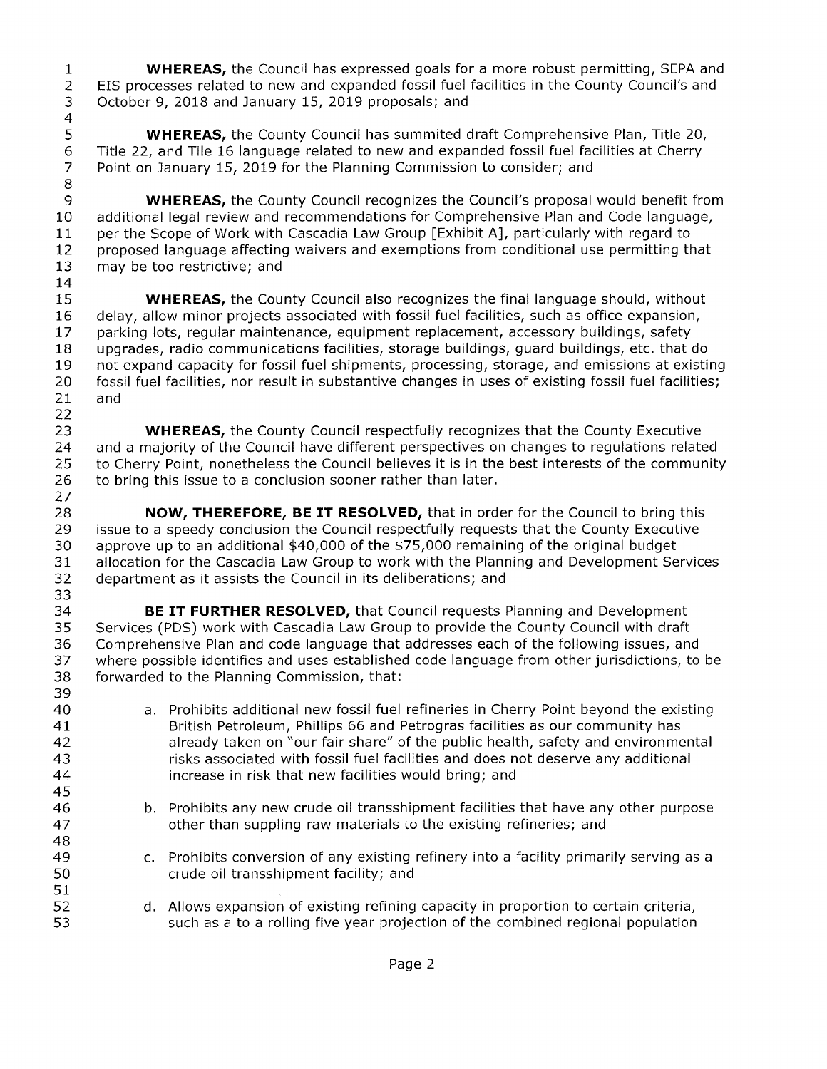**WHEREAS,** the Council has expressed goals for a more robust permitting, SEPA and EIS processes related to new and expanded fossil fuel facilities in the County Council's and October 9, 2018 and January 15, 2019 proposals; and

**WHEREAS,** the County Council has summited draft Comprehensive Plan, Title 20, Title 22, and Tile 16 language related to new and expanded fossil fuel facilities at Cherry Point on January 15, 2019 for the Planning Commission to consider; and

**WHEREAS,** the County Council recognizes the Council's proposal would benefit from additional legal review and recommendations for Comprehensive Plan and Code language, per the Scope of Work with Cascadia Law Group [Exhibit A], particularly with regard to proposed language affecting waivers and exemptions from conditional use permitting that may be too restrictive; and

**WHEREAS,** the County Council also recognizes the final language should, without delay, allow minor projects associated with fossil fuel facilities, such as office expansion, parking lots, regular maintenance, equipment replacement, accessory buildings, safety upgrades, radio communications facilities, storage buildings, guard buildings, etc. that do not expand capacity for fossil fuel shipments, processing, storage, and emissions at existing fossil fuel facilities, nor result in substantive changes in uses of existing fossil fuel facilities; and

**WHEREAS,** the County Council respectfully recognizes that the County Executive and a majority of the Council have different perspectives on changes to regulations related to Cherry Point, nonetheless the Council believes it is in the best interests of the community to bring this issue to a conclusion sooner rather than later.

**NOW, THEREFORE, BE IT RESOLVED,** that in order for the Council to bring this issue to a speedy conclusion the Council respectfully requests that the County Executive approve up to an additional $40,000 of the $75,000 remaining of the original budget allocation for the Cascadia Law Group to work with the Planning and Development Services department as it assists the Council in its deliberations; and

**BE IT FURTHER RESOLVED,** that Council requests Planning and Development Services (PDS) work with Cascadia Law Group to provide the County Council with draft Comprehensive Plan and code language that addresses each of the following issues, and where possible identifies and uses established code language from other jurisdictions, to be forwarded to the Planning Commission, that:

a. Prohibits additional new fossil fuel refineries in Cherry Point beyond the existing British Petroleum, Phillips 66 and Petrogras facilities as our community has already taken on "our fair share" of the public health, safety and environmental risks associated with fossil fuel facilities and does not deserve any additional increase in risk that new facilities would bring; and

b. Prohibits any new crude oil transshipment facilities that have any other purpose other than suppling raw materials to the existing refineries; and

c. Prohibits conversion of any existing refinery into a facility primarily serving as a crude oil transshipment facility; and

d. Allows expansion of existing refining capacity in proportion to certain criteria, such as a to a rolling five year projection of the combined regional population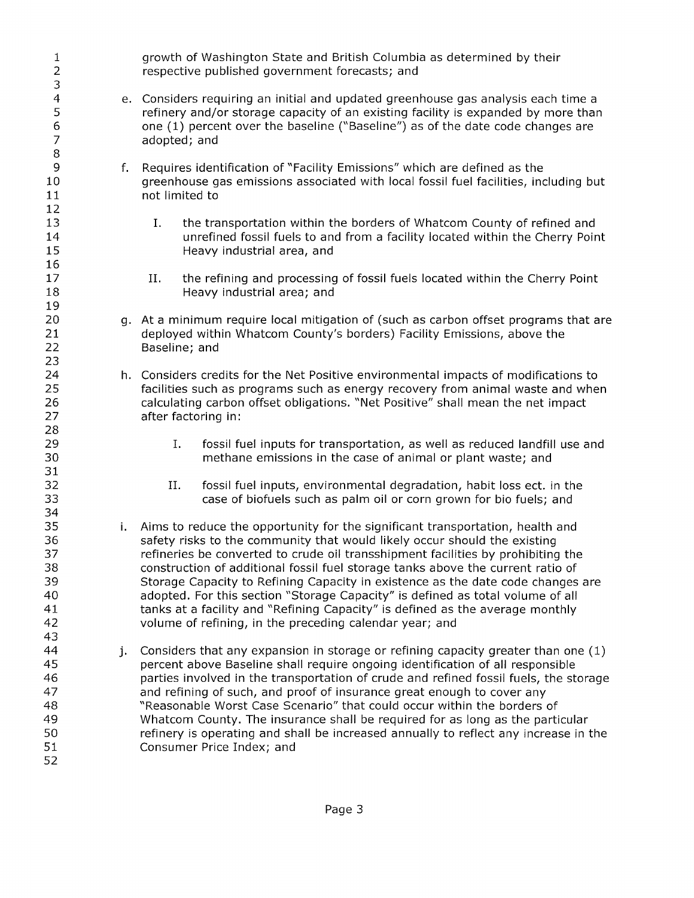growth of Washington State and British Columbia as determined by their respective published government forecasts; and

e. Considers requiring an initial and updated greenhouse gas analysis each time a refinery and/or storage capacity of an existing facility is expanded by more than one (1) percent over the baseline ("Baseline") as of the date code changes are adopted; and

f. Requires identification of "Facility Emissions" which are defined as the greenhouse gas emissions associated with local fossil fuel facilities, including but not limited to

   I. the transportation within the borders of Whatcom County of refined and unrefined fossil fuels to and from a facility located within the Cherry Point Heavy industrial area, and

   II. the refining and processing of fossil fuels located within the Cherry Point Heavy industrial area; and

g. At a minimum require local mitigation of (such as carbon offset programs that are deployed within Whatcom County's borders) Facility Emissions, above the Baseline; and

h. Considers credits for the Net Positive environmental impacts of modifications to facilities such as programs such as energy recovery from animal waste and when calculating carbon offset obligations. "Net Positive" shall mean the net impact after factoring in:

   I. fossil fuel inputs for transportation, as well as reduced landfill use and methane emissions in the case of animal or plant waste; and

   II. fossil fuel inputs, environmental degradation, habit loss ect. in the case of biofuels such as palm oil or corn grown for bio fuels; and

i. Aims to reduce the opportunity for the significant transportation, health and safety risks to the community that would likely occur should the existing refineries be converted to crude oil transshipment facilities by prohibiting the construction of additional fossil fuel storage tanks above the current ratio of Storage Capacity to Refining Capacity in existence as the date code changes are adopted. For this section "Storage Capacity" is defined as total volume of all tanks at a facility and "Refining Capacity" is defined as the average monthly volume of refining, in the preceding calendar year; and

j. Considers that any expansion in storage or refining capacity greater than one (1) percent above Baseline shall require ongoing identification of all responsible parties involved in the transportation of crude and refined fossil fuels, the storage and refining of such, and proof of insurance great enough to cover any "Reasonable Worst Case Scenario" that could occur within the borders of Whatcom County. The insurance shall be required for as long as the particular refinery is operating and shall be increased annually to reflect any increase in the Consumer Price Index; and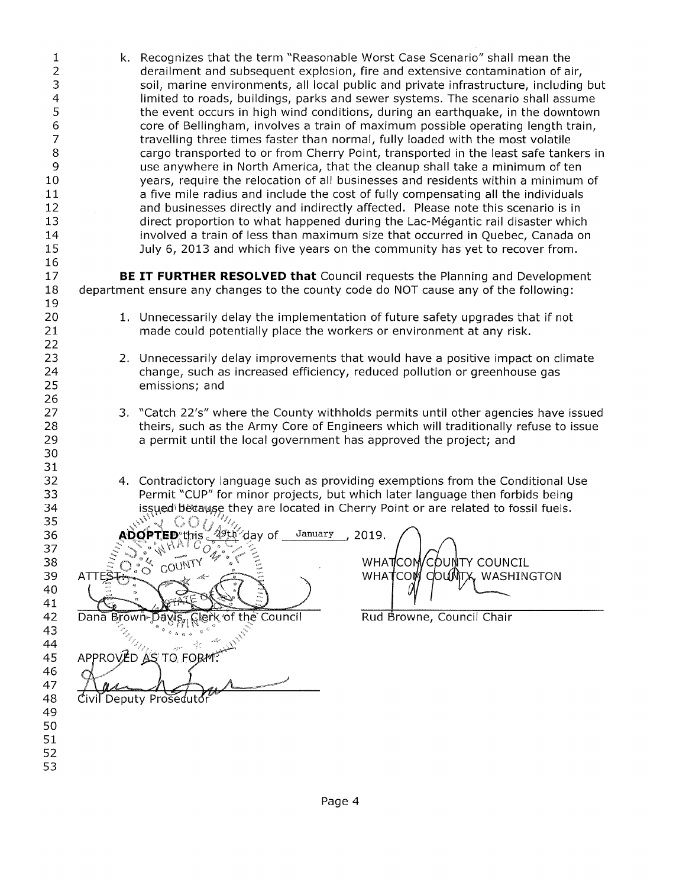k. Recognizes that the term "Reasonable Worst Case Scenario" shall mean the derailment and subsequent explosion, fire and extensive contamination of air, soil, marine environments, all local public and private infrastructure, including but limited to roads, buildings, parks and sewer systems. The scenario shall assume the event occurs in high wind conditions, during an earthquake, in the downtown core of Bellingham, involves a train of maximum possible operating length train, travelling three times faster than normal, fully loaded with the most volatile cargo transported to or from Cherry Point, transported in the least safe tankers in use anywhere in North America, that the cleanup shall take a minimum of ten years, require the relocation of all businesses and residents within a minimum of a five mile radius and include the cost of fully compensating all the individuals and businesses directly and indirectly affected. Please note this scenario is in direct proportion to what happened during the Lac-Mégantic rail disaster which involved a train of less than maximum size that occurred in Quebec, Canada on July 6, 2013 and which five years on the community has yet to recover from.

**BE IT FURTHER RESOLVED that** Council requests the Planning and Development department ensure any changes to the county code do NOT cause any of the following:

1. Unnecessarily delay the implementation of future safety upgrades that if not made could potentially place the workers or environment at any risk.

2. Unnecessarily delay improvements that would have a positive impact on climate change, such as increased efficiency, reduced pollution or greenhouse gas emissions; and

3. "Catch 22's" where the County withholds permits until other agencies have issued theirs, such as the Army Core of Engineers which will traditionally refuse to issue a permit until the local government has approved the project; and

4. Contradictory language such as providing exemptions from the Conditional Use Permit "CUP" for minor projects, but which later language then forbids being issued because they are located in Cherry Point or are related to fossil fuels.

**ADOPTED** this 29th day of January, 2019.

ATTEST:

Dana Brown-Davis, Clerk of the Council

WHATCOM COUNTY COUNCIL
WHATCOM COUNTY, WASHINGTON

Rud Browne, Council Chair

APPROVED AS TO FORM:

Civil Deputy Prosecutor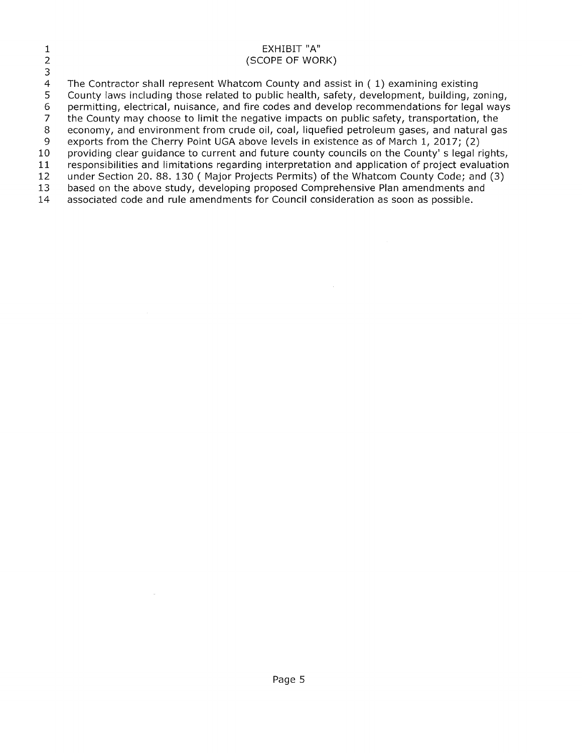# EXHIBIT "A"
## (SCOPE OF WORK)

The Contractor shall represent Whatcom County and assist in ( 1) examining existing County laws including those related to public health, safety, development, building, zoning, permitting, electrical, nuisance, and fire codes and develop recommendations for legal ways the County may choose to limit the negative impacts on public safety, transportation, the economy, and environment from crude oil, coal, liquefied petroleum gases, and natural gas exports from the Cherry Point UGA above levels in existence as of March 1, 2017; (2) providing clear guidance to current and future county councils on the County' s legal rights, responsibilities and limitations regarding interpretation and application of project evaluation under Section 20. 88. 130 ( Major Projects Permits) of the Whatcom County Code; and (3) based on the above study, developing proposed Comprehensive Plan amendments and associated code and rule amendments for Council consideration as soon as possible.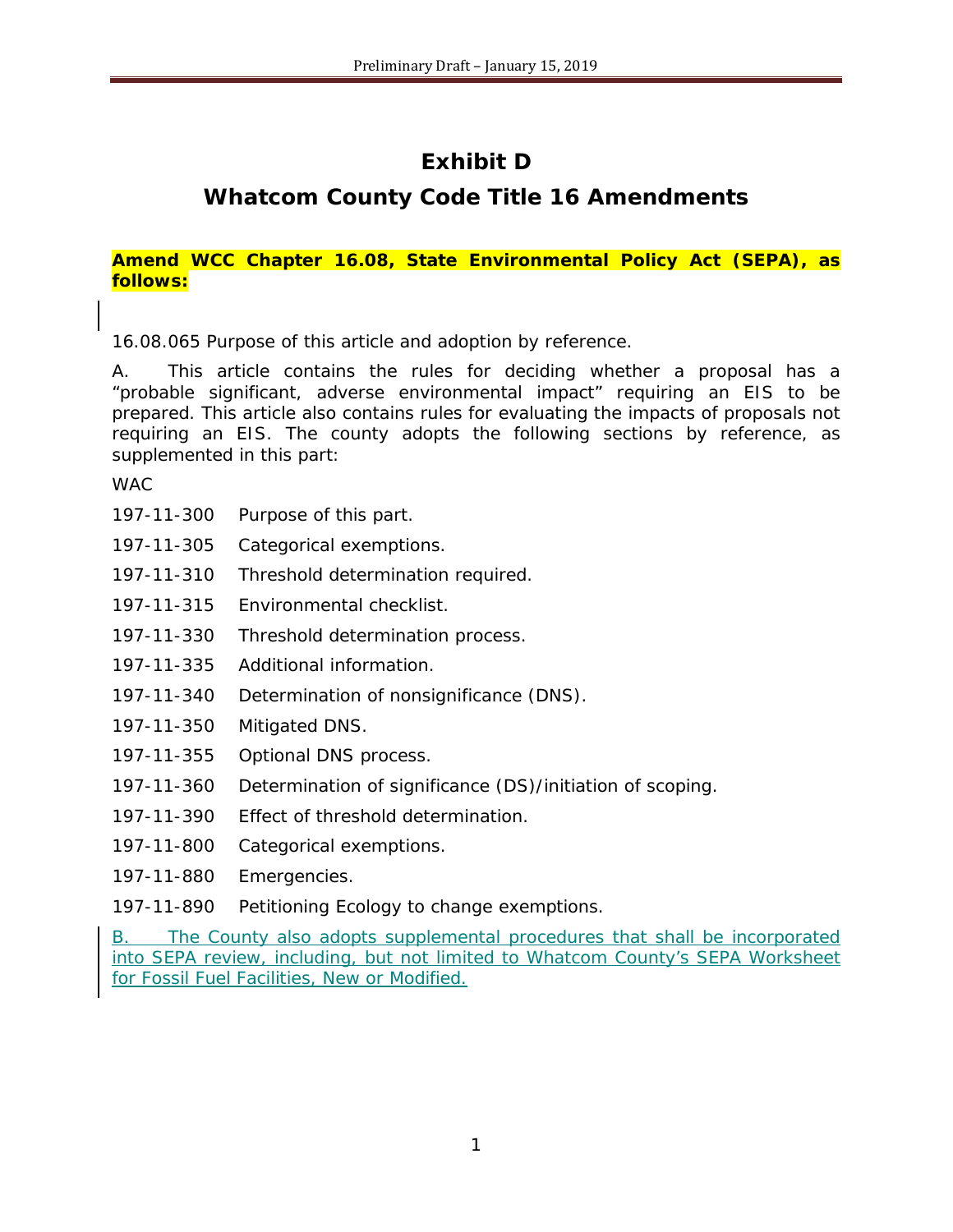# Exhibit D

# Whatcom County Code Title 16 Amendments

**Amend WCC Chapter 16.08, State Environmental Policy Act (SEPA), as follows:**

16.08.065 Purpose of this article and adoption by reference.

A. This article contains the rules for deciding whether a proposal has a "probable significant, adverse environmental impact" requiring an EIS to be prepared. This article also contains rules for evaluating the impacts of proposals not requiring an EIS. The county adopts the following sections by reference, as supplemented in this part:

WAC

197-11-300 Purpose of this part.

197-11-305 Categorical exemptions.

197-11-310 Threshold determination required.

197-11-315 Environmental checklist.

197-11-330 Threshold determination process.

197-11-335 Additional information.

197-11-340 Determination of nonsignificance (DNS).

197-11-350 Mitigated DNS.

197-11-355 Optional DNS process.

197-11-360 Determination of significance (DS)/initiation of scoping.

197-11-390 Effect of threshold determination.

197-11-800 Categorical exemptions.

197-11-880 Emergencies.

197-11-890 Petitioning Ecology to change exemptions.

<u>B. The County also adopts supplemental procedures that shall be incorporated into SEPA review, including, but not limited to Whatcom County's SEPA Worksheet for Fossil Fuel Facilities, New or Modified.</u>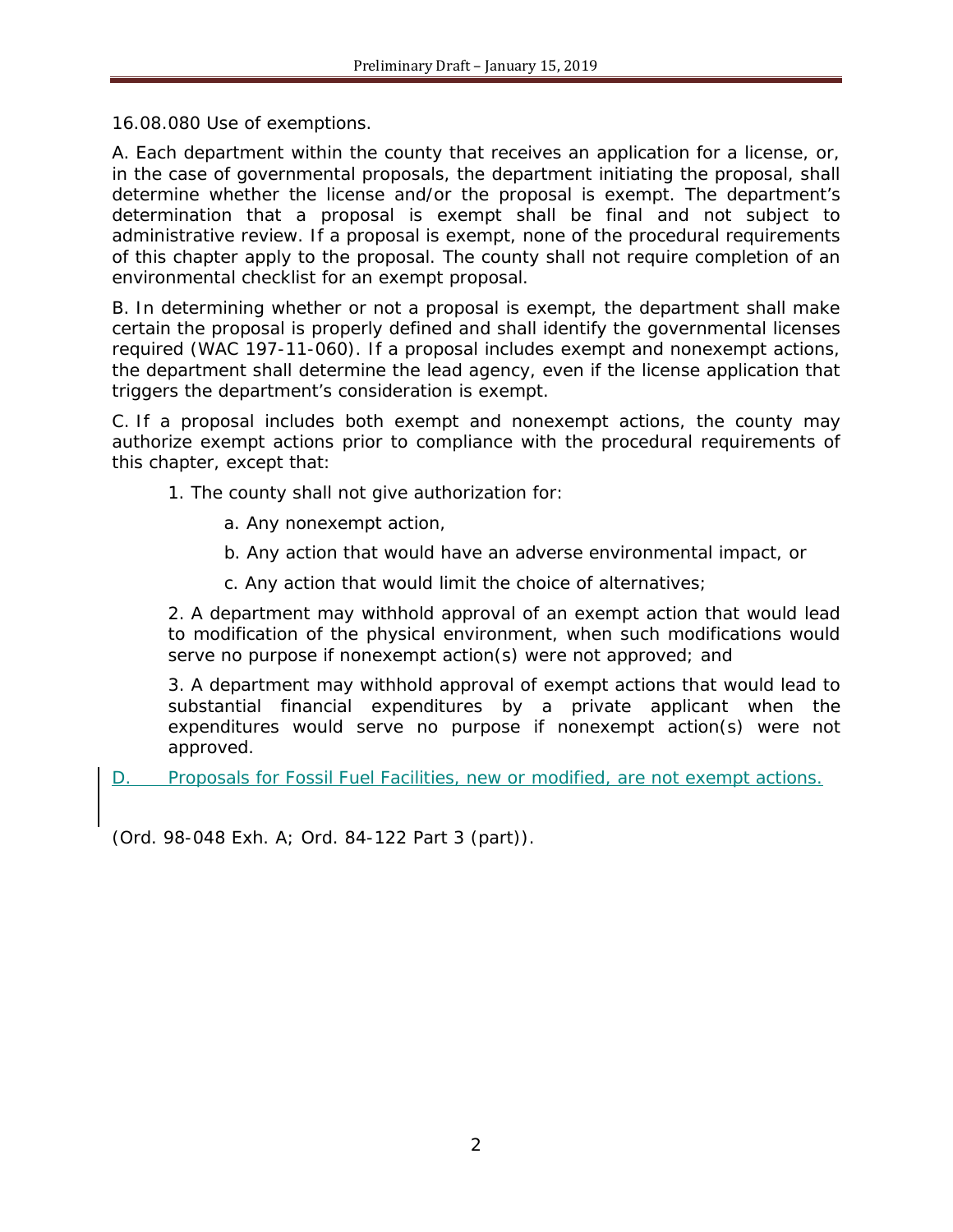16.08.080 Use of exemptions.

A. Each department within the county that receives an application for a license, or, in the case of governmental proposals, the department initiating the proposal, shall determine whether the license and/or the proposal is exempt. The department's determination that a proposal is exempt shall be final and not subject to administrative review. If a proposal is exempt, none of the procedural requirements of this chapter apply to the proposal. The county shall not require completion of an environmental checklist for an exempt proposal.

B. In determining whether or not a proposal is exempt, the department shall make certain the proposal is properly defined and shall identify the governmental licenses required (WAC 197-11-060). If a proposal includes exempt and nonexempt actions, the department shall determine the lead agency, even if the license application that triggers the department's consideration is exempt.

C. If a proposal includes both exempt and nonexempt actions, the county may authorize exempt actions prior to compliance with the procedural requirements of this chapter, except that:

1. The county shall not give authorization for:

   a. Any nonexempt action,

   b. Any action that would have an adverse environmental impact, or

   c. Any action that would limit the choice of alternatives;

2. A department may withhold approval of an exempt action that would lead to modification of the physical environment, when such modifications would serve no purpose if nonexempt action(s) were not approved; and

3. A department may withhold approval of exempt actions that would lead to substantial financial expenditures by a private applicant when the expenditures would serve no purpose if nonexempt action(s) were not approved.

D. Proposals for Fossil Fuel Facilities, new or modified, are not exempt actions.

(Ord. 98-048 Exh. A; Ord. 84-122 Part 3 (part)).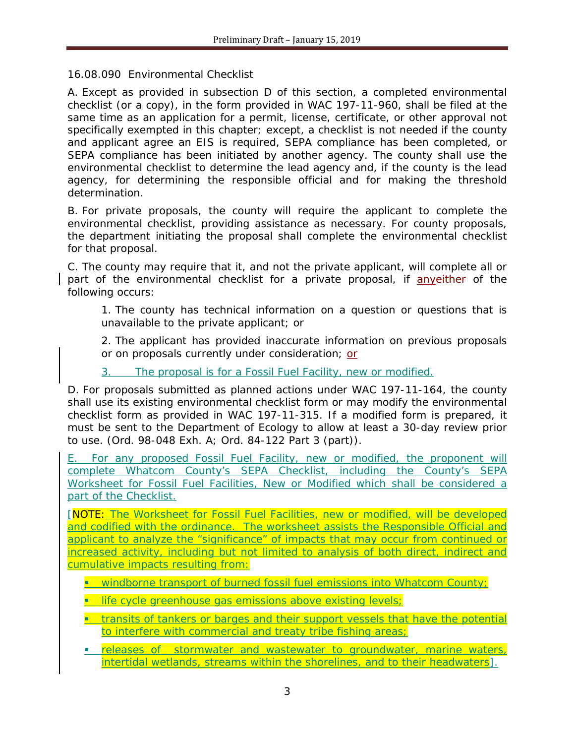16.08.090 Environmental Checklist

A. Except as provided in subsection D of this section, a completed environmental checklist (or a copy), in the form provided in WAC 197-11-960, shall be filed at the same time as an application for a permit, license, certificate, or other approval not specifically exempted in this chapter; except, a checklist is not needed if the county and applicant agree an EIS is required, SEPA compliance has been completed, or SEPA compliance has been initiated by another agency. The county shall use the environmental checklist to determine the lead agency and, if the county is the lead agency, for determining the responsible official and for making the threshold determination.

B. For private proposals, the county will require the applicant to complete the environmental checklist, providing assistance as necessary. For county proposals, the department initiating the proposal shall complete the environmental checklist for that proposal.

C. The county may require that it, and not the private applicant, will complete all or part of the environmental checklist for a private proposal, if any~~either~~ of the following occurs:

1. The county has technical information on a question or questions that is unavailable to the private applicant; or

2. The applicant has provided inaccurate information on previous proposals or on proposals currently under consideration; or

3. The proposal is for a Fossil Fuel Facility, new or modified.

D. For proposals submitted as planned actions under WAC 197-11-164, the county shall use its existing environmental checklist form or may modify the environmental checklist form as provided in WAC 197-11-315. If a modified form is prepared, it must be sent to the Department of Ecology to allow at least a 30-day review prior to use. (Ord. 98-048 Exh. A; Ord. 84-122 Part 3 (part)).

E. For any proposed Fossil Fuel Facility, new or modified, the proponent will complete Whatcom County's SEPA Checklist, including the County's SEPA Worksheet for Fossil Fuel Facilities, New or Modified which shall be considered a part of the Checklist.

[NOTE: The Worksheet for Fossil Fuel Facilities, new or modified, will be developed and codified with the ordinance. The worksheet assists the Responsible Official and applicant to analyze the "significance" of impacts that may occur from continued or increased activity, including but not limited to analysis of both direct, indirect and cumulative impacts resulting from:

- windborne transport of burned fossil fuel emissions into Whatcom County;
- life cycle greenhouse gas emissions above existing levels;
- transits of tankers or barges and their support vessels that have the potential to interfere with commercial and treaty tribe fishing areas;
- releases of stormwater and wastewater to groundwater, marine waters, intertidal wetlands, streams within the shorelines, and to their headwaters].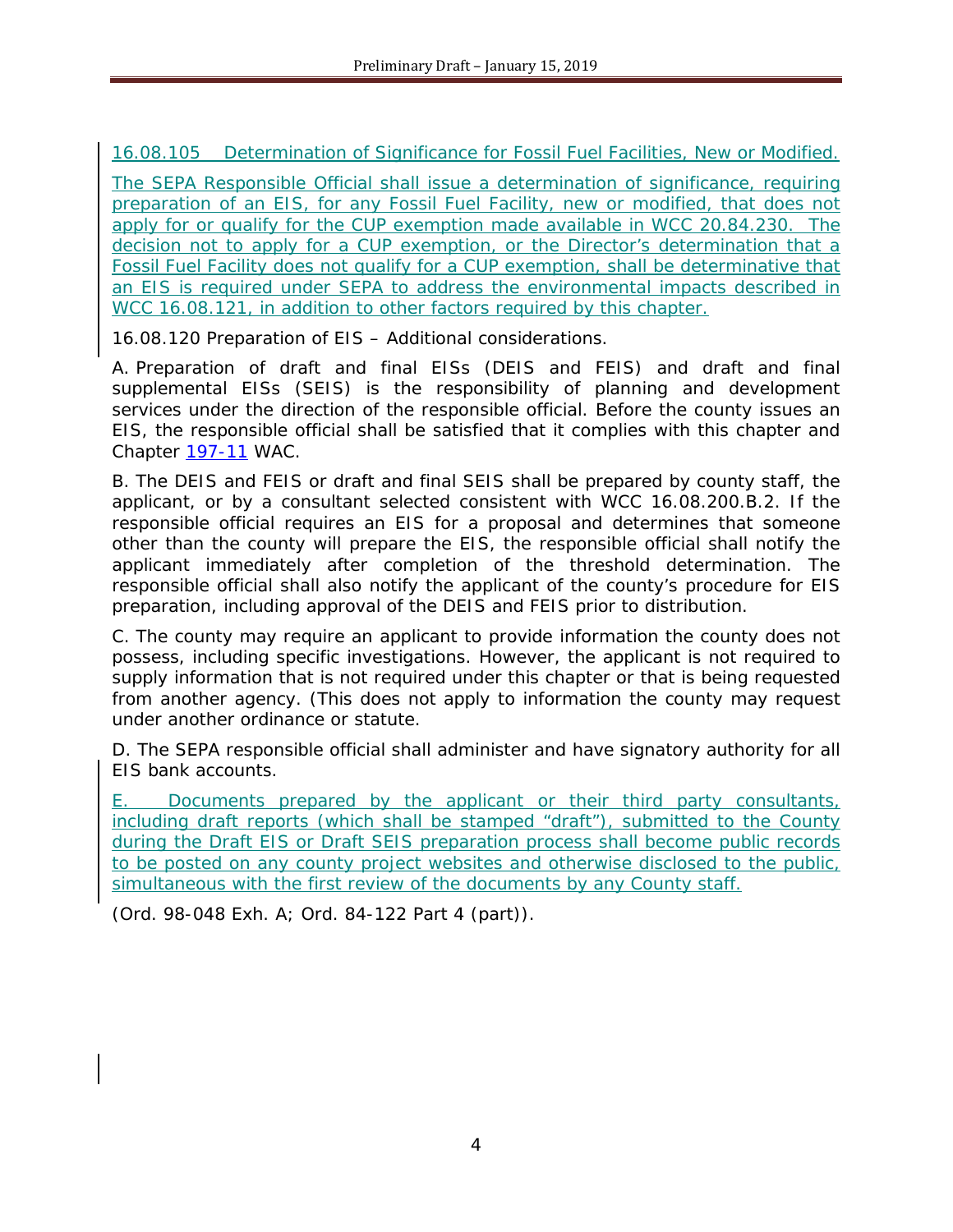16.08.105 Determination of Significance for Fossil Fuel Facilities, New or Modified.

The SEPA Responsible Official shall issue a determination of significance, requiring preparation of an EIS, for any Fossil Fuel Facility, new or modified, that does not apply for or qualify for the CUP exemption made available in WCC 20.84.230. The decision not to apply for a CUP exemption, or the Director's determination that a Fossil Fuel Facility does not qualify for a CUP exemption, shall be determinative that an EIS is required under SEPA to address the environmental impacts described in WCC 16.08.121, in addition to other factors required by this chapter.

16.08.120 Preparation of EIS – Additional considerations.

A. Preparation of draft and final EISs (DEIS and FEIS) and draft and final supplemental EISs (SEIS) is the responsibility of planning and development services under the direction of the responsible official. Before the county issues an EIS, the responsible official shall be satisfied that it complies with this chapter and Chapter 197-11 WAC.

B. The DEIS and FEIS or draft and final SEIS shall be prepared by county staff, the applicant, or by a consultant selected consistent with WCC 16.08.200.B.2. If the responsible official requires an EIS for a proposal and determines that someone other than the county will prepare the EIS, the responsible official shall notify the applicant immediately after completion of the threshold determination. The responsible official shall also notify the applicant of the county's procedure for EIS preparation, including approval of the DEIS and FEIS prior to distribution.

C. The county may require an applicant to provide information the county does not possess, including specific investigations. However, the applicant is not required to supply information that is not required under this chapter or that is being requested from another agency. (This does not apply to information the county may request under another ordinance or statute.

D. The SEPA responsible official shall administer and have signatory authority for all EIS bank accounts.

E. Documents prepared by the applicant or their third party consultants, including draft reports (which shall be stamped "draft"), submitted to the County during the Draft EIS or Draft SEIS preparation process shall become public records to be posted on any county project websites and otherwise disclosed to the public, simultaneous with the first review of the documents by any County staff.

(Ord. 98-048 Exh. A; Ord. 84-122 Part 4 (part)).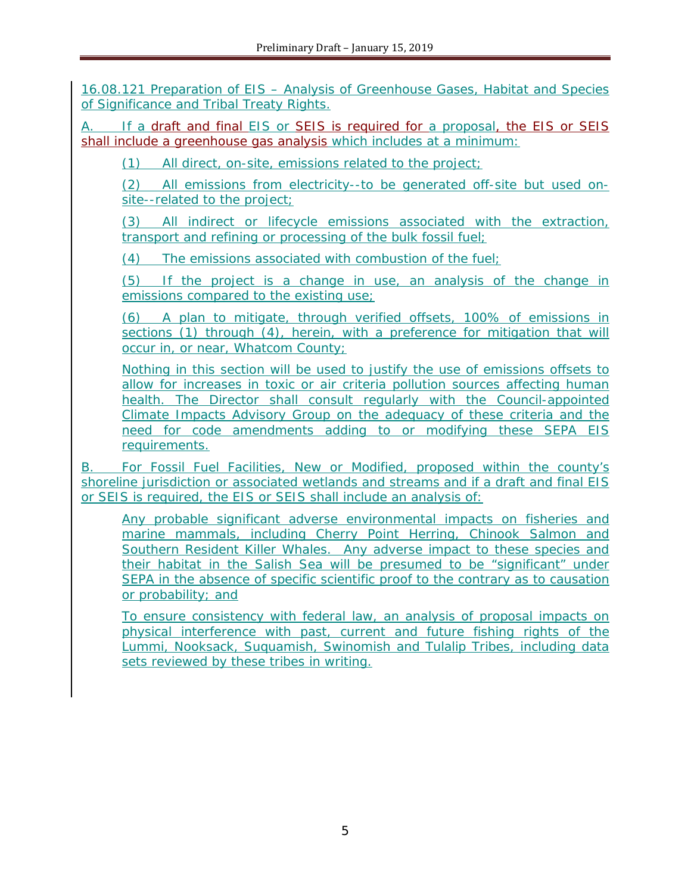16.08.121 Preparation of EIS – Analysis of Greenhouse Gases, Habitat and Species of Significance and Tribal Treaty Rights.

A. If a draft and final EIS or SEIS is required for a proposal, the EIS or SEIS shall include a greenhouse gas analysis which includes at a minimum:

(1) All direct, on-site, emissions related to the project;

(2) All emissions from electricity--to be generated off-site but used on-site--related to the project;

(3) All indirect or lifecycle emissions associated with the extraction, transport and refining or processing of the bulk fossil fuel;

(4) The emissions associated with combustion of the fuel;

(5) If the project is a change in use, an analysis of the change in emissions compared to the existing use;

(6) A plan to mitigate, through verified offsets, 100% of emissions in sections (1) through (4), herein, with a preference for mitigation that will occur in, or near, Whatcom County;

Nothing in this section will be used to justify the use of emissions offsets to allow for increases in toxic or air criteria pollution sources affecting human health. The Director shall consult regularly with the Council-appointed Climate Impacts Advisory Group on the adequacy of these criteria and the need for code amendments adding to or modifying these SEPA EIS requirements.

B. For Fossil Fuel Facilities, New or Modified, proposed within the county's shoreline jurisdiction or associated wetlands and streams and if a draft and final EIS or SEIS is required, the EIS or SEIS shall include an analysis of:

Any probable significant adverse environmental impacts on fisheries and marine mammals, including Cherry Point Herring, Chinook Salmon and Southern Resident Killer Whales. Any adverse impact to these species and their habitat in the Salish Sea will be presumed to be "significant" under SEPA in the absence of specific scientific proof to the contrary as to causation or probability; and

To ensure consistency with federal law, an analysis of proposal impacts on physical interference with past, current and future fishing rights of the Lummi, Nooksack, Suquamish, Swinomish and Tulalip Tribes, including data sets reviewed by these tribes in writing.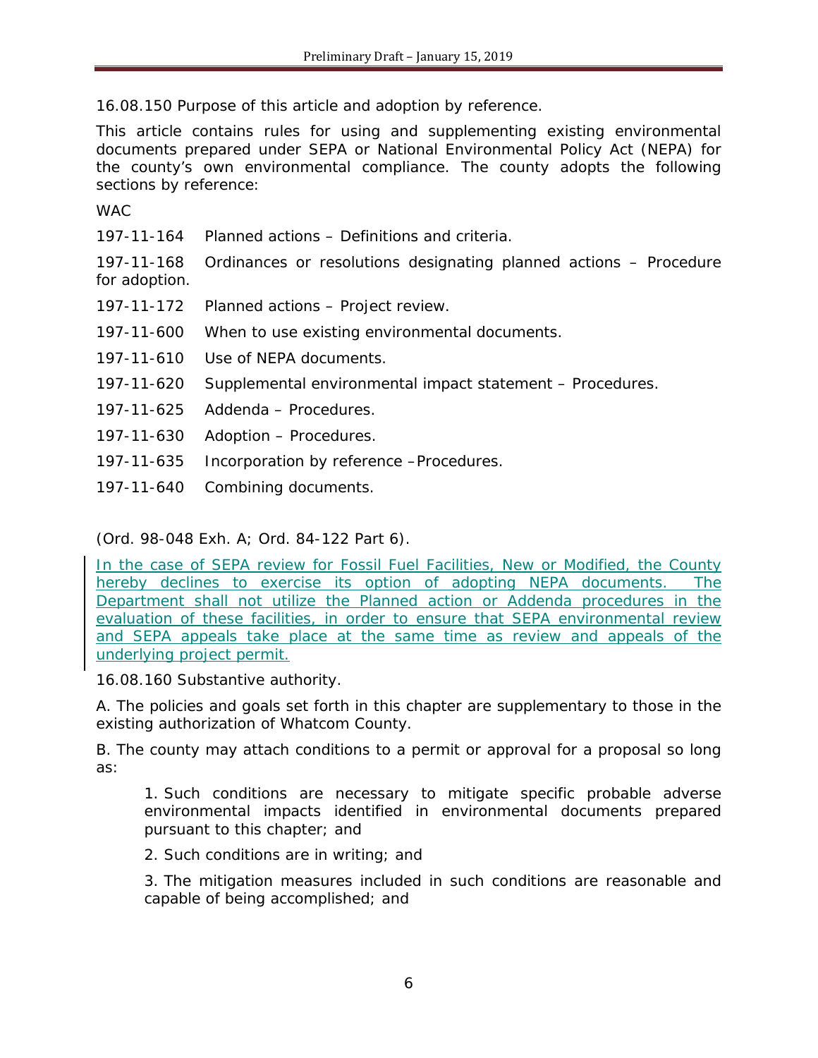16.08.150 Purpose of this article and adoption by reference.

This article contains rules for using and supplementing existing environmental documents prepared under SEPA or National Environmental Policy Act (NEPA) for the county's own environmental compliance. The county adopts the following sections by reference:

WAC

197-11-164 Planned actions – Definitions and criteria.

197-11-168 Ordinances or resolutions designating planned actions – Procedure for adoption.

197-11-172 Planned actions – Project review.

197-11-600 When to use existing environmental documents.

197-11-610 Use of NEPA documents.

197-11-620 Supplemental environmental impact statement – Procedures.

197-11-625 Addenda – Procedures.

197-11-630 Adoption – Procedures.

197-11-635 Incorporation by reference –Procedures.

197-11-640 Combining documents.

(Ord. 98-048 Exh. A; Ord. 84-122 Part 6).

In the case of SEPA review for Fossil Fuel Facilities, New or Modified, the County hereby declines to exercise its option of adopting NEPA documents. The Department shall not utilize the Planned action or Addenda procedures in the evaluation of these facilities, in order to ensure that SEPA environmental review and SEPA appeals take place at the same time as review and appeals of the underlying project permit.

16.08.160 Substantive authority.

A. The policies and goals set forth in this chapter are supplementary to those in the existing authorization of Whatcom County.

B. The county may attach conditions to a permit or approval for a proposal so long as:

1. Such conditions are necessary to mitigate specific probable adverse environmental impacts identified in environmental documents prepared pursuant to this chapter; and

2. Such conditions are in writing; and

3. The mitigation measures included in such conditions are reasonable and capable of being accomplished; and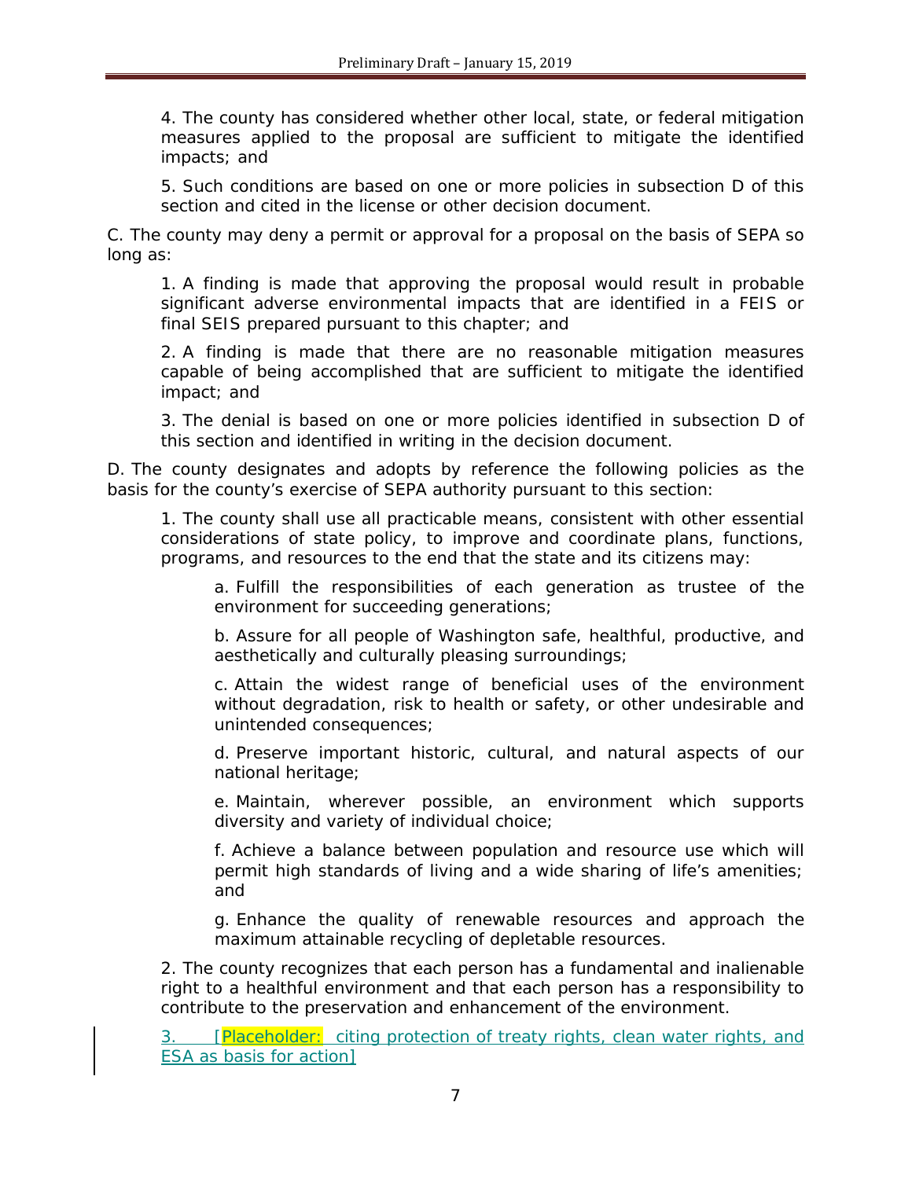4. The county has considered whether other local, state, or federal mitigation measures applied to the proposal are sufficient to mitigate the identified impacts; and

5. Such conditions are based on one or more policies in subsection D of this section and cited in the license or other decision document.

C. The county may deny a permit or approval for a proposal on the basis of SEPA so long as:

1. A finding is made that approving the proposal would result in probable significant adverse environmental impacts that are identified in a FEIS or final SEIS prepared pursuant to this chapter; and

2. A finding is made that there are no reasonable mitigation measures capable of being accomplished that are sufficient to mitigate the identified impact; and

3. The denial is based on one or more policies identified in subsection D of this section and identified in writing in the decision document.

D. The county designates and adopts by reference the following policies as the basis for the county's exercise of SEPA authority pursuant to this section:

1. The county shall use all practicable means, consistent with other essential considerations of state policy, to improve and coordinate plans, functions, programs, and resources to the end that the state and its citizens may:

a. Fulfill the responsibilities of each generation as trustee of the environment for succeeding generations;

b. Assure for all people of Washington safe, healthful, productive, and aesthetically and culturally pleasing surroundings;

c. Attain the widest range of beneficial uses of the environment without degradation, risk to health or safety, or other undesirable and unintended consequences;

d. Preserve important historic, cultural, and natural aspects of our national heritage;

e. Maintain, wherever possible, an environment which supports diversity and variety of individual choice;

f. Achieve a balance between population and resource use which will permit high standards of living and a wide sharing of life's amenities; and

g. Enhance the quality of renewable resources and approach the maximum attainable recycling of depletable resources.

2. The county recognizes that each person has a fundamental and inalienable right to a healthful environment and that each person has a responsibility to contribute to the preservation and enhancement of the environment.

3. [Placeholder: citing protection of treaty rights, clean water rights, and ESA as basis for action]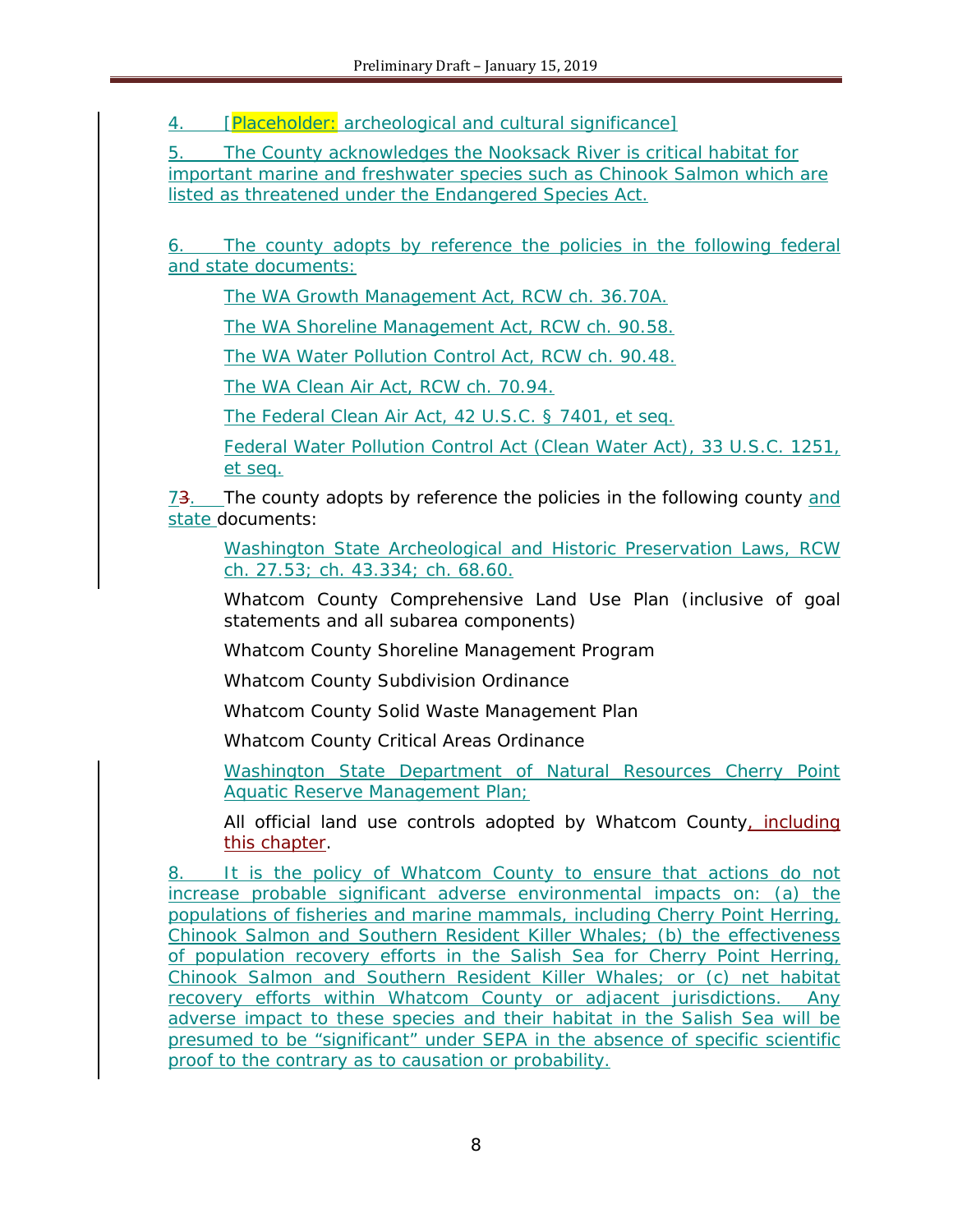4. [Placeholder: archeological and cultural significance]

5. The County acknowledges the Nooksack River is critical habitat for important marine and freshwater species such as Chinook Salmon which are listed as threatened under the Endangered Species Act.

6. The county adopts by reference the policies in the following federal and state documents:

The WA Growth Management Act, RCW ch. 36.70A.

The WA Shoreline Management Act, RCW ch. 90.58.

The WA Water Pollution Control Act, RCW ch. 90.48.

The WA Clean Air Act, RCW ch. 70.94.

The Federal Clean Air Act, 42 U.S.C. § 7401, et seq.

Federal Water Pollution Control Act (Clean Water Act), 33 U.S.C. 1251, et seq.

73. The county adopts by reference the policies in the following county and state documents:

Washington State Archeological and Historic Preservation Laws, RCW ch. 27.53; ch. 43.334; ch. 68.60.

Whatcom County Comprehensive Land Use Plan (inclusive of goal statements and all subarea components)

Whatcom County Shoreline Management Program

Whatcom County Subdivision Ordinance

Whatcom County Solid Waste Management Plan

Whatcom County Critical Areas Ordinance

Washington State Department of Natural Resources Cherry Point Aquatic Reserve Management Plan;

All official land use controls adopted by Whatcom County, including this chapter.

8. It is the policy of Whatcom County to ensure that actions do not increase probable significant adverse environmental impacts on: (a) the populations of fisheries and marine mammals, including Cherry Point Herring, Chinook Salmon and Southern Resident Killer Whales; (b) the effectiveness of population recovery efforts in the Salish Sea for Cherry Point Herring, Chinook Salmon and Southern Resident Killer Whales; or (c) net habitat recovery efforts within Whatcom County or adjacent jurisdictions. Any adverse impact to these species and their habitat in the Salish Sea will be presumed to be "significant" under SEPA in the absence of specific scientific proof to the contrary as to causation or probability.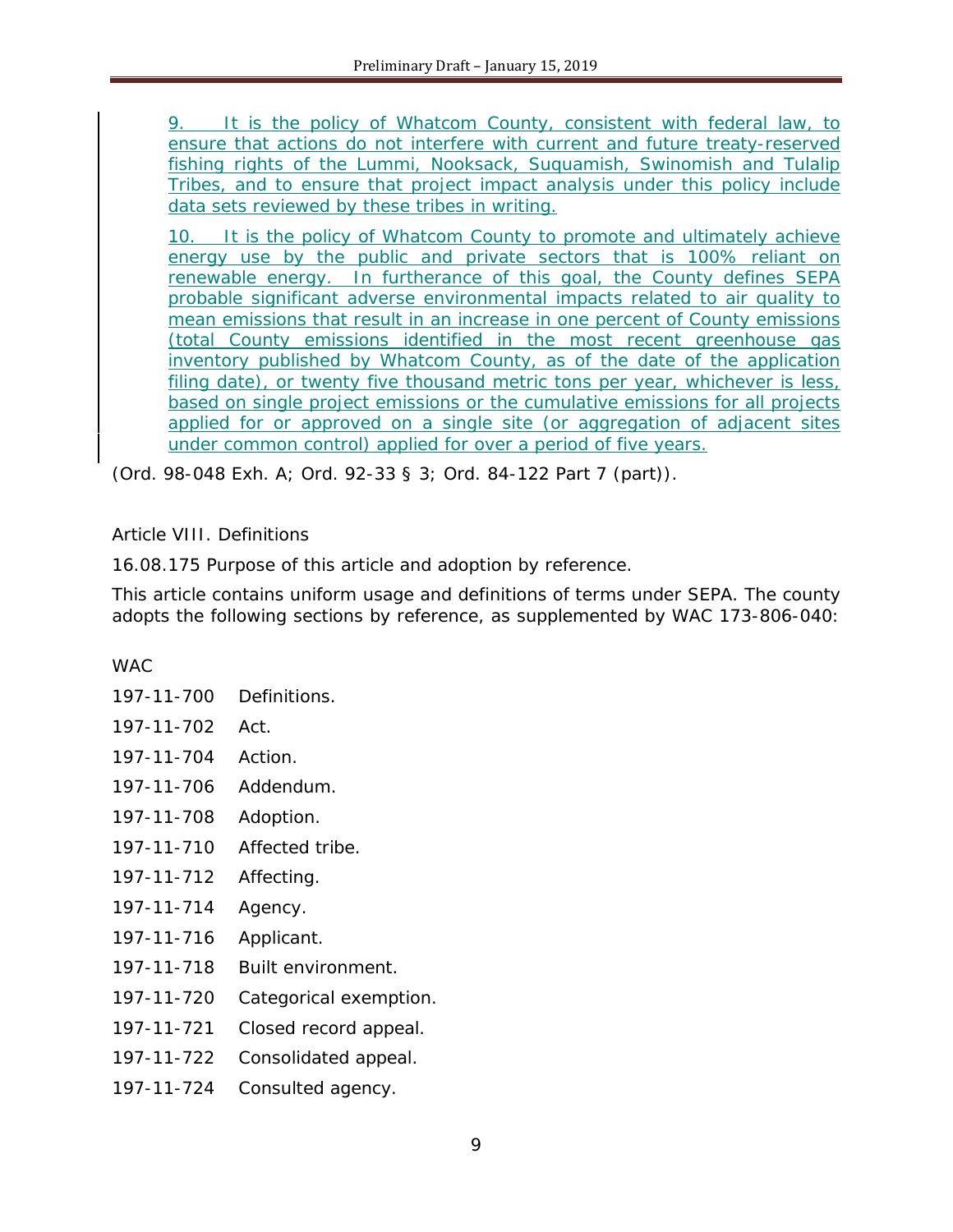9. It is the policy of Whatcom County, consistent with federal law, to ensure that actions do not interfere with current and future treaty-reserved fishing rights of the Lummi, Nooksack, Suquamish, Swinomish and Tulalip Tribes, and to ensure that project impact analysis under this policy include data sets reviewed by these tribes in writing.

10. It is the policy of Whatcom County to promote and ultimately achieve energy use by the public and private sectors that is 100% reliant on renewable energy. In furtherance of this goal, the County defines SEPA probable significant adverse environmental impacts related to air quality to mean emissions that result in an increase in one percent of County emissions (total County emissions identified in the most recent greenhouse gas inventory published by Whatcom County, as of the date of the application filing date), or twenty five thousand metric tons per year, whichever is less, based on single project emissions or the cumulative emissions for all projects applied for or approved on a single site (or aggregation of adjacent sites under common control) applied for over a period of five years.

(Ord. 98-048 Exh. A; Ord. 92-33 § 3; Ord. 84-122 Part 7 (part)).

## Article VIII. Definitions

### 16.08.175 Purpose of this article and adoption by reference.

This article contains uniform usage and definitions of terms under SEPA. The county adopts the following sections by reference, as supplemented by WAC 173-806-040:

WAC

- 197-11-700 Definitions.
- 197-11-702 Act.
- 197-11-704 Action.
- 197-11-706 Addendum.
- 197-11-708 Adoption.
- 197-11-710 Affected tribe.
- 197-11-712 Affecting.
- 197-11-714 Agency.
- 197-11-716 Applicant.
- 197-11-718 Built environment.
- 197-11-720 Categorical exemption.
- 197-11-721 Closed record appeal.
- 197-11-722 Consolidated appeal.
- 197-11-724 Consulted agency.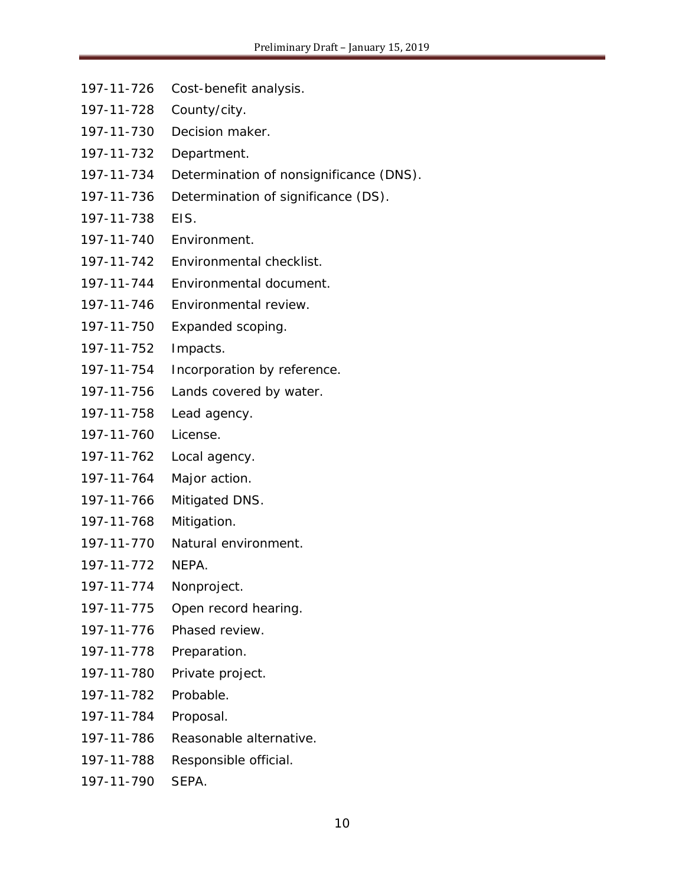197-11-726 Cost-benefit analysis.

197-11-728 County/city.

197-11-730 Decision maker.

197-11-732 Department.

197-11-734 Determination of nonsignificance (DNS).

197-11-736 Determination of significance (DS).

197-11-738 EIS.

197-11-740 Environment.

197-11-742 Environmental checklist.

197-11-744 Environmental document.

197-11-746 Environmental review.

197-11-750 Expanded scoping.

197-11-752 Impacts.

197-11-754 Incorporation by reference.

197-11-756 Lands covered by water.

197-11-758 Lead agency.

197-11-760 License.

197-11-762 Local agency.

197-11-764 Major action.

197-11-766 Mitigated DNS.

197-11-768 Mitigation.

197-11-770 Natural environment.

197-11-772 NEPA.

197-11-774 Nonproject.

197-11-775 Open record hearing.

197-11-776 Phased review.

197-11-778 Preparation.

197-11-780 Private project.

197-11-782 Probable.

197-11-784 Proposal.

197-11-786 Reasonable alternative.

197-11-788 Responsible official.

197-11-790 SEPA.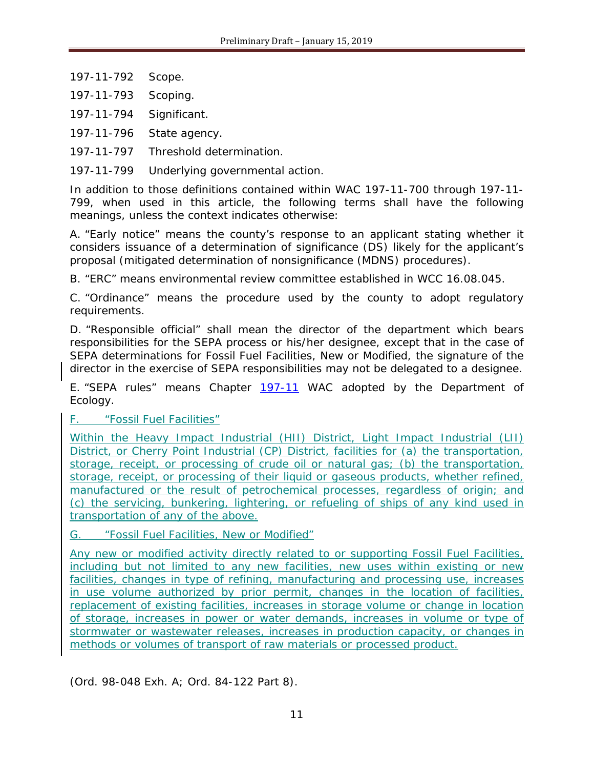197-11-792 Scope.

197-11-793 Scoping.

197-11-794 Significant.

197-11-796 State agency.

197-11-797 Threshold determination.

197-11-799 Underlying governmental action.

In addition to those definitions contained within WAC 197-11-700 through 197-11-799, when used in this article, the following terms shall have the following meanings, unless the context indicates otherwise:

A. “Early notice” means the county’s response to an applicant stating whether it considers issuance of a determination of significance (DS) likely for the applicant’s proposal (mitigated determination of nonsignificance (MDNS) procedures).

B. “ERC” means environmental review committee established in WCC 16.08.045.

C. “Ordinance” means the procedure used by the county to adopt regulatory requirements.

D. “Responsible official” shall mean the director of the department which bears responsibilities for the SEPA process or his/her designee, except that in the case of SEPA determinations for Fossil Fuel Facilities, New or Modified, the signature of the director in the exercise of SEPA responsibilities may not be delegated to a designee.

E. “SEPA rules” means Chapter 197-11 WAC adopted by the Department of Ecology.

F. “Fossil Fuel Facilities”

Within the Heavy Impact Industrial (HII) District, Light Impact Industrial (LII) District, or Cherry Point Industrial (CP) District, facilities for (a) the transportation, storage, receipt, or processing of crude oil or natural gas; (b) the transportation, storage, receipt, or processing of their liquid or gaseous products, whether refined, manufactured or the result of petrochemical processes, regardless of origin; and (c) the servicing, bunkering, lightering, or refueling of ships of any kind used in transportation of any of the above.

G. “Fossil Fuel Facilities, New or Modified”

Any new or modified activity directly related to or supporting Fossil Fuel Facilities, including but not limited to any new facilities, new uses within existing or new facilities, changes in type of refining, manufacturing and processing use, increases in use volume authorized by prior permit, changes in the location of facilities, replacement of existing facilities, increases in storage volume or change in location of storage, increases in power or water demands, increases in volume or type of stormwater or wastewater releases, increases in production capacity, or changes in methods or volumes of transport of raw materials or processed product.

(Ord. 98-048 Exh. A; Ord. 84-122 Part 8).